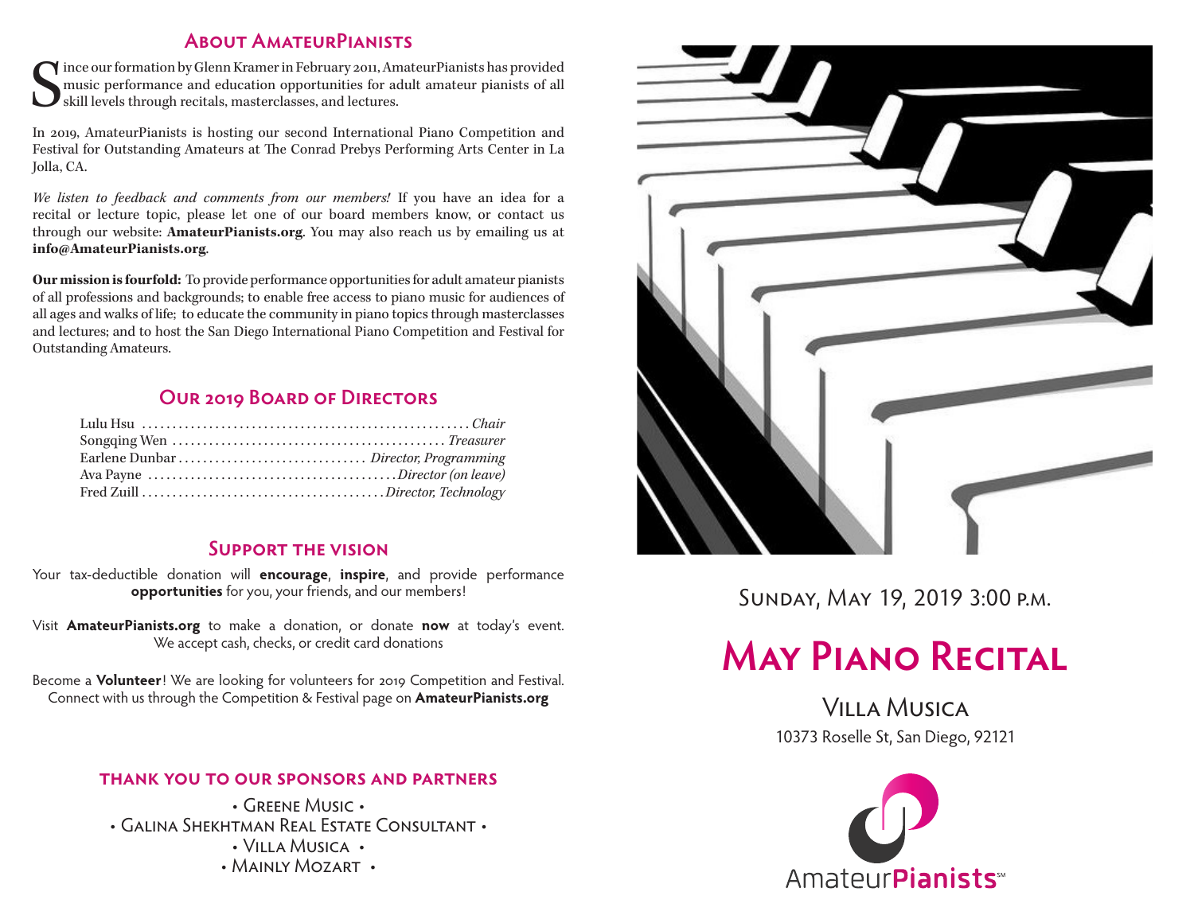## About AmateurPianists

Since our formation by Glenn Kramer in February 2011, AmateurPianists has provided music performance and education opportunities for adult amateur pianists of all skill levels through recitals, masterclasses, and lectures.

In 2019, AmateurPianists is hosting our second International Piano Competition and Festival for Outstanding Amateurs at The Conrad Prebys Performing Arts Center in La Jolla, CA.

*We listen to feedback and comments from our members!* If you have an idea for a recital or lecture topic, please let one of our board members know, or contact us through our website: **AmateurPianists.org**. You may also reach us by emailing us at **info@AmateurPianists.org**.

**Our mission is fourfold:** To provide performance opportunities for adult amateur pianists of all professions and backgrounds; to enable free access to piano music for audiences of all ages and walks of life; to educate the community in piano topics through masterclasses and lectures; and to host the San Diego International Piano Competition and Festival for Outstanding Amateurs.

## Our 2019 Board of Directors

Lulu Hsu .......... *Chair*
Songqing Wen .......... *Treasurer*
Earlene Dunbar .......... *Director, Programming*
Ava Payne .......... *Director (on leave)*
Fred Zuill .......... *Director, Technology*

## Support the vision

Your tax-deductible donation will **encourage**, **inspire**, and provide performance **opportunities** for you, your friends, and our members!

Visit **AmateurPianists.org** to make a donation, or donate **now** at today's event. We accept cash, checks, or credit card donations

Become a **Volunteer**! We are looking for volunteers for 2019 Competition and Festival. Connect with us through the Competition & Festival page on **AmateurPianists.org**

### Thank you to our sponsors and partners

• Greene Music •
• Galina Shekhtman Real Estate Consultant •
• Villa Musica •
• Mainly Mozart •

Sunday, May 19, 2019 3:00 p.m.

# May Piano Recital

Villa Musica

10373 Roselle St, San Diego, 92121

AmateurPianists℠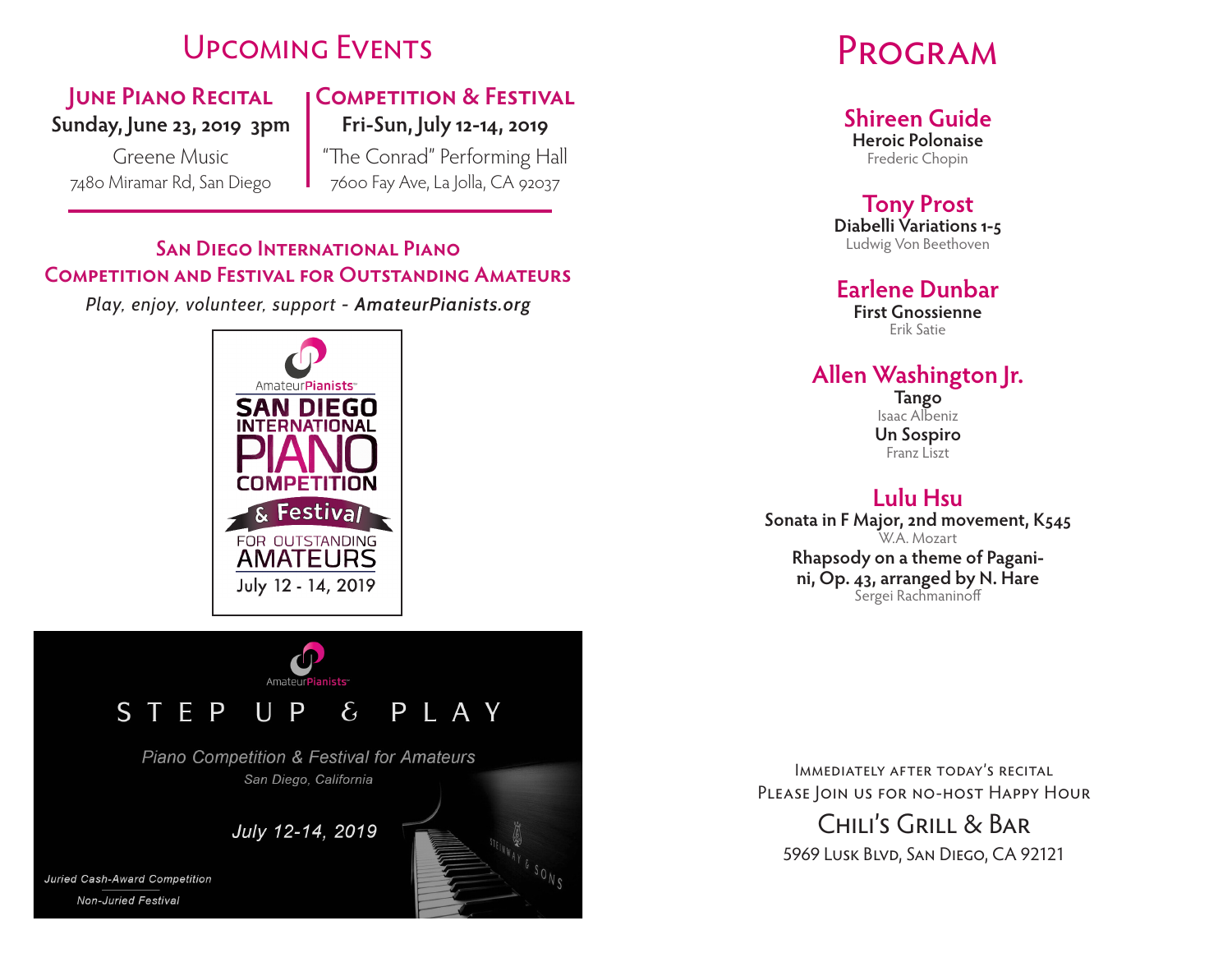# Upcoming Events

## June Piano Recital

**Sunday, June 23, 2019 3pm**

Greene Music

7480 Miramar Rd, San Diego

## Competition & Festival

**Fri-Sun, July 12-14, 2019**

"The Conrad" Performing Hall

7600 Fay Ave, La Jolla, CA 92037

## San Diego International Piano Competition and Festival for Outstanding Amateurs

*Play, enjoy, volunteer, support - **AmateurPianists.org***

AmateurPianists

SAN DIEGO INTERNATIONAL PIANO COMPETITION & Festival FOR OUTSTANDING AMATEURS

July 12 - 14, 2019

AmateurPianists

STEP UP & PLAY

*Piano Competition & Festival for Amateurs*

*San Diego, California*

*July 12-14, 2019*

*Juried Cash-Award Competition*

*Non-Juried Festival*

# Program

## Shireen Guide

**Heroic Polonaise**

Frederic Chopin

## Tony Prost

**Diabelli Variations 1-5**

Ludwig Von Beethoven

## Earlene Dunbar

**First Gnossienne**

Erik Satie

## Allen Washington Jr.

**Tango**

Isaac Albeniz

**Un Sospiro**

Franz Liszt

## Lulu Hsu

**Sonata in F Major, 2nd movement, K545**

W.A. Mozart

**Rhapsody on a theme of Paganini, Op. 43, arranged by N. Hare**

Sergei Rachmaninoff

Immediately after today's recital

Please Join us for no-host Happy Hour

Chili's Grill & Bar

5969 Lusk Blvd, San Diego, CA 92121